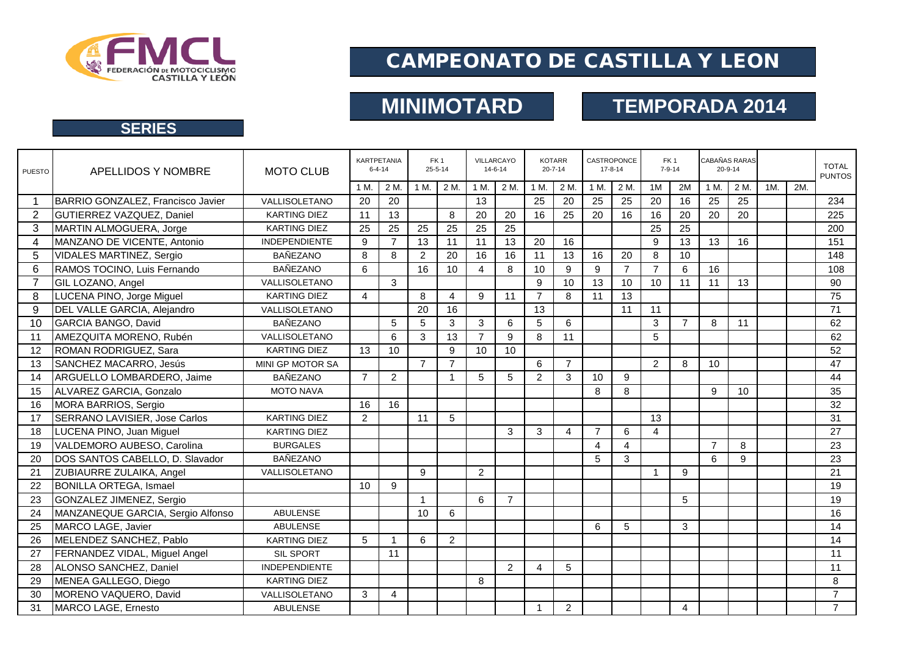FEDERACIÓN DE MOTOCICLISMO CASTILLA Y LEÓN

# CAMPEONATO DE CASTILLA Y LEON

## MINIMOTARD

## TEMPORADA 2014

### SERIES

| PUESTO | APELLIDOS Y NOMBRE | MOTO CLUB | KARTPETANIA 6-4-14 | | FK 1 25-5-14 | | VILLARCAYO 14-6-14 | | KOTARR 20-7-14 | | CASTROPONCE 17-8-14 | | FK 1 7-9-14 | | CABAÑAS RARAS 20-9-14 | | | | TOTAL PUNTOS |
|---|---|---|---|---|---|---|---|---|---|---|---|---|---|---|---|---|---|---|---|
| | | | 1 M. | 2 M. | 1 M. | 2 M. | 1 M. | 2 M. | 1 M. | 2 M. | 1 M. | 2 M. | 1M | 2M | 1 M. | 2 M. | 1M. | 2M. | |
| 1 | BARRIO GONZALEZ, Francisco Javier | VALLISOLETANO | 20 | 20 | | | 13 | | 25 | 20 | 25 | 25 | 20 | 16 | 25 | 25 | | | 234 |
| 2 | GUTIERREZ VAZQUEZ, Daniel | KARTING DIEZ | 11 | 13 | | 8 | 20 | 20 | 16 | 25 | 20 | 16 | 16 | 20 | 20 | 20 | | | 225 |
| 3 | MARTIN ALMOGUERA, Jorge | KARTING DIEZ | 25 | 25 | 25 | 25 | 25 | 25 | | | | | 25 | 25 | | | | | 200 |
| 4 | MANZANO DE VICENTE, Antonio | INDEPENDIENTE | 9 | 7 | 13 | 11 | 11 | 13 | 20 | 16 | | | 9 | 13 | 13 | 16 | | | 151 |
| 5 | VIDALES MARTINEZ, Sergio | BAÑEZANO | 8 | 8 | 2 | 20 | 16 | 16 | 11 | 13 | 16 | 20 | 8 | 10 | | | | | 148 |
| 6 | RAMOS TOCINO, Luis Fernando | BAÑEZANO | 6 | | 16 | 10 | 4 | 8 | 10 | 9 | 9 | 7 | 7 | 6 | 16 | | | | 108 |
| 7 | GIL LOZANO, Angel | VALLISOLETANO | | 3 | | | | | 9 | 10 | 13 | 10 | 10 | 11 | 11 | 13 | | | 90 |
| 8 | LUCENA PINO, Jorge Miguel | KARTING DIEZ | 4 | | 8 | 4 | 9 | 11 | 7 | 8 | 11 | 13 | | | | | | | 75 |
| 9 | DEL VALLE GARCIA, Alejandro | VALLISOLETANO | | | 20 | 16 | | | 13 | | | 11 | 11 | | | | | | 71 |
| 10 | GARCIA BANGO, David | BAÑEZANO | | 5 | 5 | 3 | 3 | 6 | 5 | 6 | | | 3 | 7 | 8 | 11 | | | 62 |
| 11 | AMEZQUITA MORENO, Rubén | VALLISOLETANO | | 6 | 3 | 13 | 7 | 9 | 8 | 11 | | | 5 | | | | | | 62 |
| 12 | ROMAN RODRIGUEZ, Sara | KARTING DIEZ | 13 | 10 | | 9 | 10 | 10 | | | | | | | | | | | 52 |
| 13 | SANCHEZ MACARRO, Jesús | MINI GP MOTOR SA | | | 7 | 7 | | | 6 | 7 | | | 2 | 8 | 10 | | | | 47 |
| 14 | ARGUELLO LOMBARDERO, Jaime | BAÑEZANO | 7 | 2 | | 1 | 5 | 5 | 2 | 3 | 10 | 9 | | | | | | | 44 |
| 15 | ALVAREZ GARCIA, Gonzalo | MOTO NAVA | | | | | | | | | 8 | 8 | | | 9 | 10 | | | 35 |
| 16 | MORA BARRIOS, Sergio | | 16 | 16 | | | | | | | | | | | | | | | 32 |
| 17 | SERRANO LAVISIER, Jose Carlos | KARTING DIEZ | 2 | | 11 | 5 | | | | | | | 13 | | | | | | 31 |
| 18 | LUCENA PINO, Juan Miguel | KARTING DIEZ | | | | | | 3 | 3 | 4 | 7 | 6 | 4 | | | | | | 27 |
| 19 | VALDEMORO AUBESO, Carolina | BURGALES | | | | | | | | | 4 | 4 | | | 7 | 8 | | | 23 |
| 20 | DOS SANTOS CABELLO, D. Slavador | BAÑEZANO | | | | | | | | | 5 | 3 | | | 6 | 9 | | | 23 |
| 21 | ZUBIAURRE ZULAIKA, Angel | VALLISOLETANO | | | 9 | | 2 | | | | | | 1 | 9 | | | | | 21 |
| 22 | BONILLA ORTEGA, Ismael | | 10 | 9 | | | | | | | | | | | | | | | 19 |
| 23 | GONZALEZ JIMENEZ, Sergio | | | | 1 | | 6 | 7 | | | | | | 5 | | | | | 19 |
| 24 | MANZANEQUE GARCIA, Sergio Alfonso | ABULENSE | | | 10 | 6 | | | | | | | | | | | | | 16 |
| 25 | MARCO LAGE, Javier | ABULENSE | | | | | | | | | 6 | 5 | | 3 | | | | | 14 |
| 26 | MELENDEZ SANCHEZ, Pablo | KARTING DIEZ | 5 | 1 | 6 | 2 | | | | | | | | | | | | | 14 |
| 27 | FERNANDEZ VIDAL, Miguel Angel | SIL SPORT | | 11 | | | | | | | | | | | | | | | 11 |
| 28 | ALONSO SANCHEZ, Daniel | INDEPENDIENTE | | | | | | 2 | 4 | 5 | | | | | | | | | 11 |
| 29 | MENEA GALLEGO, Diego | KARTING DIEZ | | | | | 8 | | | | | | | | | | | | 8 |
| 30 | MORENO VAQUERO, David | VALLISOLETANO | 3 | 4 | | | | | | | | | | | | | | | 7 |
| 31 | MARCO LAGE, Ernesto | ABULENSE | | | | | | | 1 | 2 | | | | 4 | | | | | 7 |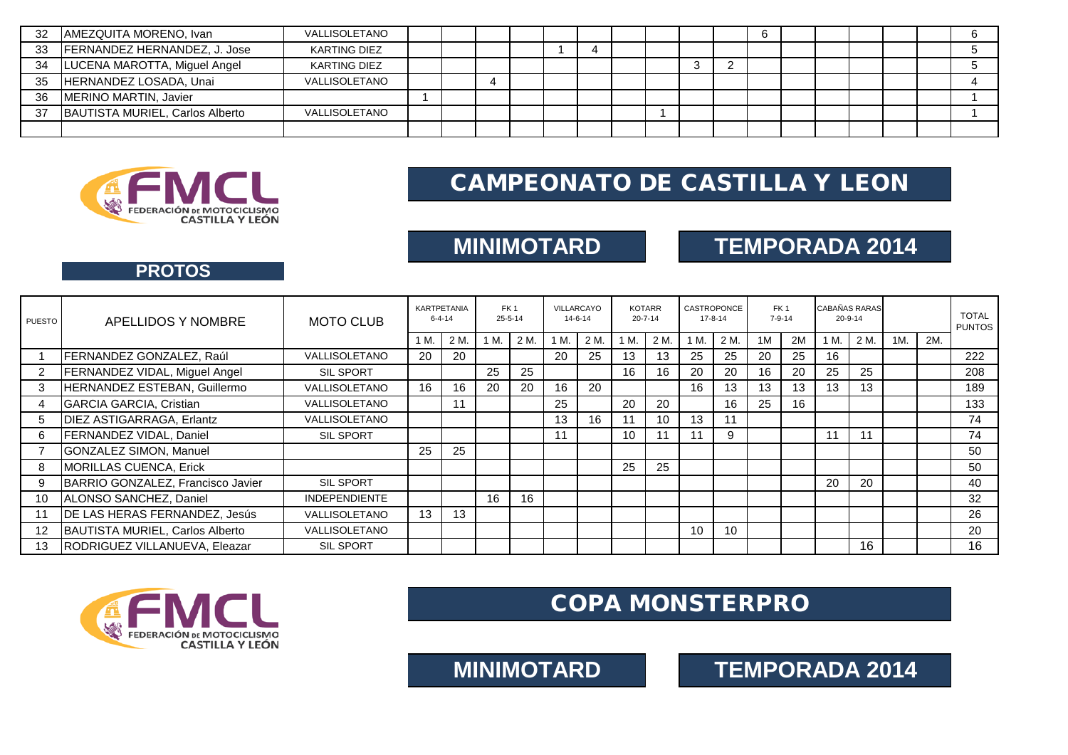| PUESTO | APELLIDOS Y NOMBRE | MOTO CLUB | KARTPETANIA 6-4-14 | | FK 1 25-5-14 | | VILLARCAYO 14-6-14 | | KOTARR 20-7-14 | | CASTROPONCE 17-8-14 | | FK 1 7-9-14 | | CABAÑAS RARAS 20-9-14 | | | | TOTAL PUNTOS |
|---|---|---|---|---|---|---|---|---|---|---|---|---|---|---|---|---|---|---|---|
| | | | 1 M. | 2 M. | 1 M. | 2 M. | 1 M. | 2 M. | 1 M. | 2 M. | 1 M. | 2 M. | 1M | 2M | 1 M. | 2 M. | 1M. | 2M. | |
| 32 | AMEZQUITA MORENO, Ivan | VALLISOLETANO | | | | | | | | | | | 6 | | | | | | 6 |
| 33 | FERNANDEZ HERNANDEZ, J. Jose | KARTING DIEZ | | | | | 1 | 4 | | | | | | | | | | | 5 |
| 34 | LUCENA MAROTTA, Miguel Angel | KARTING DIEZ | | | | | | | | | 3 | 2 | | | | | | | 5 |
| 35 | HERNANDEZ LOSADA, Unai | VALLISOLETANO | | | 4 | | | | | | | | | | | | | | 4 |
| 36 | MERINO MARTIN, Javier | | 1 | | | | | | | | | | | | | | | | 1 |
| 37 | BAUTISTA MURIEL, Carlos Alberto | VALLISOLETANO | | | | | | | | 1 | | | | | | | | | 1 |
| | | | | | | | | | | | | | | | | | | | |

FEDERACIÓN DE MOTOCICLISMO CASTILLA Y LEÓN

# CAMPEONATO DE CASTILLA Y LEON

## MINIMOTARD

## TEMPORADA 2014

### PROTOS

| PUESTO | APELLIDOS Y NOMBRE | MOTO CLUB | KARTPETANIA 6-4-14 | | FK 1 25-5-14 | | VILLARCAYO 14-6-14 | | KOTARR 20-7-14 | | CASTROPONCE 17-8-14 | | FK 1 7-9-14 | | CABAÑAS RARAS 20-9-14 | | | | TOTAL PUNTOS |
|---|---|---|---|---|---|---|---|---|---|---|---|---|---|---|---|---|---|---|---|
| | | | 1 M. | 2 M. | 1 M. | 2 M. | 1 M. | 2 M. | 1 M. | 2 M. | 1 M. | 2 M. | 1M | 2M | 1 M. | 2 M. | 1M. | 2M. | |
| 1 | FERNANDEZ GONZALEZ, Raúl | VALLISOLETANO | 20 | 20 | | | 20 | 25 | 13 | 13 | 25 | 25 | 20 | 25 | 16 | | | | 222 |
| 2 | FERNANDEZ VIDAL, Miguel Angel | SIL SPORT | | | 25 | 25 | | | 16 | 16 | 20 | 20 | 16 | 20 | 25 | 25 | | | 208 |
| 3 | HERNANDEZ ESTEBAN, Guillermo | VALLISOLETANO | 16 | 16 | 20 | 20 | 16 | 20 | | | 16 | 13 | 13 | 13 | 13 | 13 | | | 189 |
| 4 | GARCIA GARCIA, Cristian | VALLISOLETANO | | 11 | | | 25 | | 20 | 20 | | 16 | 25 | 16 | | | | | 133 |
| 5 | DIEZ ASTIGARRAGA, Erlantz | VALLISOLETANO | | | | | 13 | 16 | 11 | 10 | 13 | 11 | | | | | | | 74 |
| 6 | FERNANDEZ VIDAL, Daniel | SIL SPORT | | | | | 11 | | 10 | 11 | 11 | 9 | | | 11 | 11 | | | 74 |
| 7 | GONZALEZ SIMON, Manuel | | 25 | 25 | | | | | | | | | | | | | | | 50 |
| 8 | MORILLAS CUENCA, Erick | | | | | | | | 25 | 25 | | | | | | | | | 50 |
| 9 | BARRIO GONZALEZ, Francisco Javier | SIL SPORT | | | | | | | | | | | | | 20 | 20 | | | 40 |
| 10 | ALONSO SANCHEZ, Daniel | INDEPENDIENTE | | | 16 | 16 | | | | | | | | | | | | | 32 |
| 11 | DE LAS HERAS FERNANDEZ, Jesús | VALLISOLETANO | 13 | 13 | | | | | | | | | | | | | | | 26 |
| 12 | BAUTISTA MURIEL, Carlos Alberto | VALLISOLETANO | | | | | | | | | 10 | 10 | | | | | | | 20 |
| 13 | RODRIGUEZ VILLANUEVA, Eleazar | SIL SPORT | | | | | | | | | | | | | | 16 | | | 16 |

FEDERACIÓN DE MOTOCICLISMO CASTILLA Y LEÓN

# COPA MONSTERPRO

## MINIMOTARD

## TEMPORADA 2014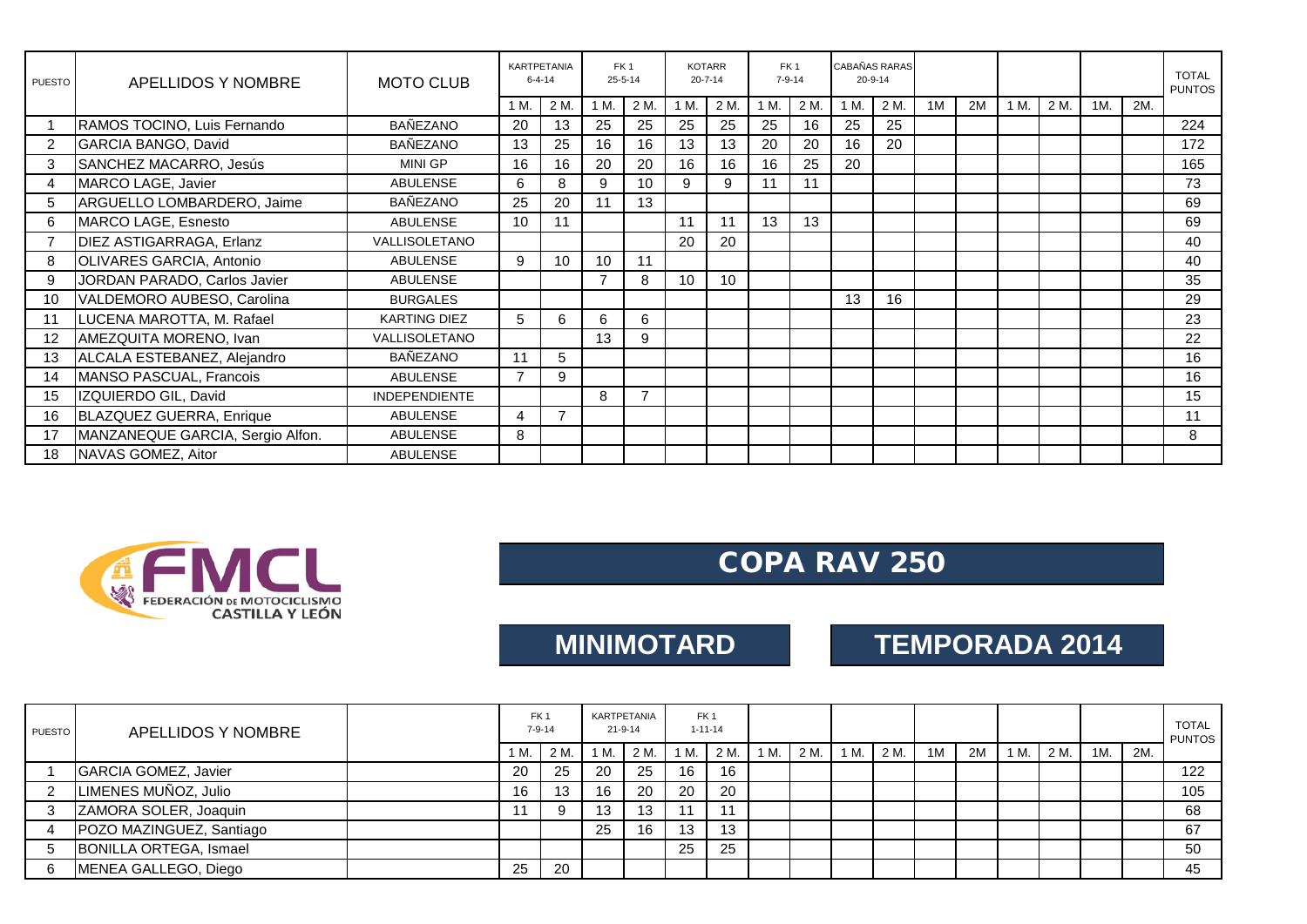| PUESTO | APELLIDOS Y NOMBRE | MOTO CLUB | KARTPETANIA 6-4-14 | | FK 1 25-5-14 | | KOTARR 20-7-14 | | FK 1 7-9-14 | | CABAÑAS RARAS 20-9-14 | | | | | | | | TOTAL PUNTOS |
|---|---|---|---|---|---|---|---|---|---|---|---|---|---|---|---|---|---|---|---|
| | | | 1 M. | 2 M. | 1 M. | 2 M. | 1 M. | 2 M. | 1 M. | 2 M. | 1 M. | 2 M. | 1M | 2M | 1 M. | 2 M. | 1M. | 2M. | |
| 1 | RAMOS TOCINO, Luis Fernando | BAÑEZANO | 20 | 13 | 25 | 25 | 25 | 25 | 25 | 16 | 25 | 25 | | | | | | | 224 |
| 2 | GARCIA BANGO, David | BAÑEZANO | 13 | 25 | 16 | 16 | 13 | 13 | 20 | 20 | 16 | 20 | | | | | | | 172 |
| 3 | SANCHEZ MACARRO, Jesús | MINI GP | 16 | 16 | 20 | 20 | 16 | 16 | 16 | 25 | 20 | | | | | | | | 165 |
| 4 | MARCO LAGE, Javier | ABULENSE | 6 | 8 | 9 | 10 | 9 | 9 | 11 | 11 | | | | | | | | | 73 |
| 5 | ARGUELLO LOMBARDERO, Jaime | BAÑEZANO | 25 | 20 | 11 | 13 | | | | | | | | | | | | | 69 |
| 6 | MARCO LAGE, Esnesto | ABULENSE | 10 | 11 | | | 11 | 11 | 13 | 13 | | | | | | | | | 69 |
| 7 | DIEZ ASTIGARRAGA, Erlanz | VALLISOLETANO | | | | | 20 | 20 | | | | | | | | | | | 40 |
| 8 | OLIVARES GARCIA, Antonio | ABULENSE | 9 | 10 | 10 | 11 | | | | | | | | | | | | | 40 |
| 9 | JORDAN PARADO, Carlos Javier | ABULENSE | | | 7 | 8 | 10 | 10 | | | | | | | | | | | 35 |
| 10 | VALDEMORO AUBESO, Carolina | BURGALES | | | | | | | | | 13 | 16 | | | | | | | 29 |
| 11 | LUCENA MAROTTA, M. Rafael | KARTING DIEZ | 5 | 6 | 6 | 6 | | | | | | | | | | | | | 23 |
| 12 | AMEZQUITA MORENO, Ivan | VALLISOLETANO | | | 13 | 9 | | | | | | | | | | | | | 22 |
| 13 | ALCALA ESTEBANEZ, Alejandro | BAÑEZANO | 11 | 5 | | | | | | | | | | | | | | | 16 |
| 14 | MANSO PASCUAL, Francois | ABULENSE | 7 | 9 | | | | | | | | | | | | | | | 16 |
| 15 | IZQUIERDO GIL, David | INDEPENDIENTE | | | 8 | 7 | | | | | | | | | | | | | 15 |
| 16 | BLAZQUEZ GUERRA, Enrique | ABULENSE | 4 | 7 | | | | | | | | | | | | | | | 11 |
| 17 | MANZANEQUE GARCIA, Sergio Alfon. | ABULENSE | 8 | | | | | | | | | | | | | | | | 8 |
| 18 | NAVAS GOMEZ, Aitor | ABULENSE | | | | | | | | | | | | | | | | | |

FMCL FEDERACIÓN DE MOTOCICLISMO CASTILLA Y LEÓN

# COPA RAV 250

## MINIMOTARD

## TEMPORADA 2014

| PUESTO | APELLIDOS Y NOMBRE | | FK 1 7-9-14 | | KARTPETANIA 21-9-14 | | FK 1 1-11-14 | | | | | | | | | | | | TOTAL PUNTOS |
|---|---|---|---|---|---|---|---|---|---|---|---|---|---|---|---|---|---|---|---|
| | | | 1 M. | 2 M. | 1 M. | 2 M. | 1 M. | 2 M. | 1 M. | 2 M. | 1 M. | 2 M. | 1M | 2M | 1 M. | 2 M. | 1M. | 2M. | |
| 1 | GARCIA GOMEZ, Javier | | 20 | 25 | 20 | 25 | 16 | 16 | | | | | | | | | | | 122 |
| 2 | LIMENES MUÑOZ, Julio | | 16 | 13 | 16 | 20 | 20 | 20 | | | | | | | | | | | 105 |
| 3 | ZAMORA SOLER, Joaquin | | 11 | 9 | 13 | 13 | 11 | 11 | | | | | | | | | | | 68 |
| 4 | POZO MAZINGUEZ, Santiago | | | | 25 | 16 | 13 | 13 | | | | | | | | | | | 67 |
| 5 | BONILLA ORTEGA, Ismael | | | | | | 25 | 25 | | | | | | | | | | | 50 |
| 6 | MENEA GALLEGO, Diego | | 25 | 20 | | | | | | | | | | | | | | | 45 |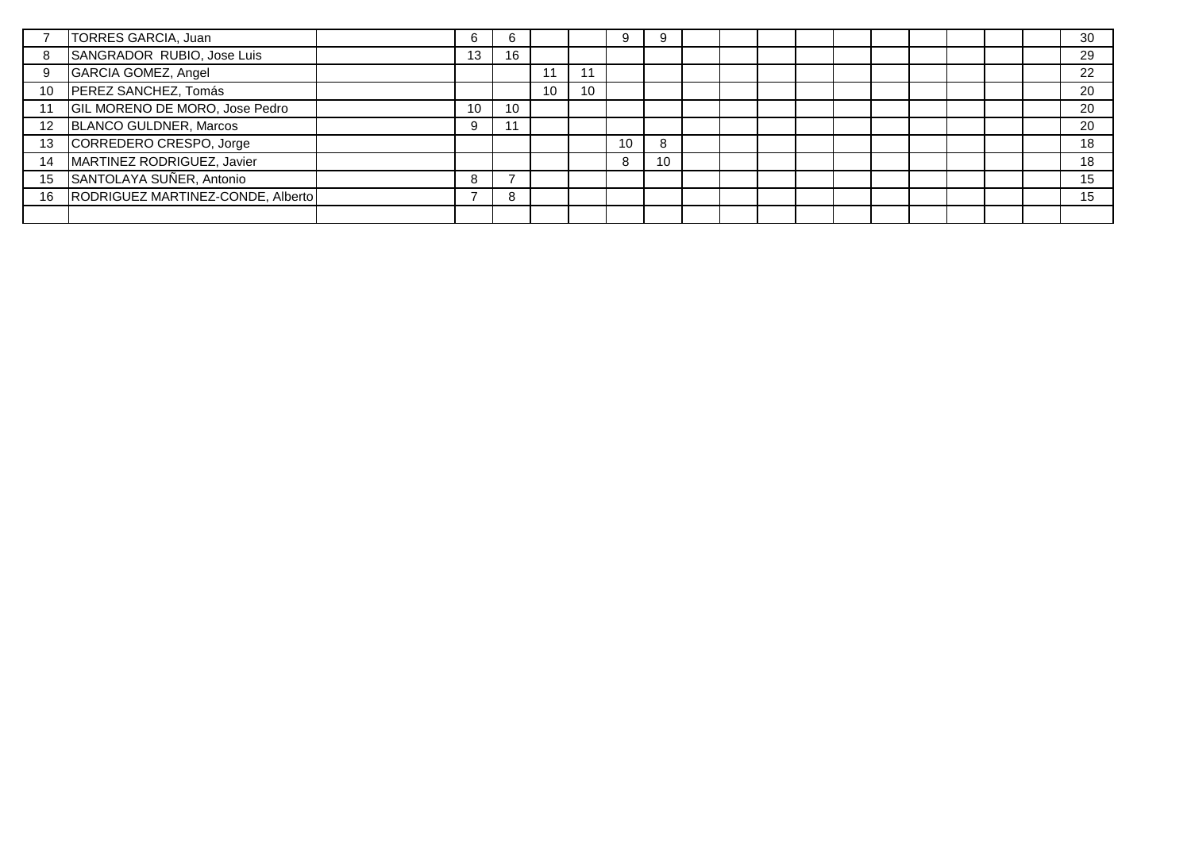| | | | | | | | | | | | | | | | | | | | |
|---|---|---|---|---|---|---|---|---|---|---|---|---|---|---|---|---|---|---|---|
| 7 | TORRES GARCIA, Juan | | 6 | 6 | | | 9 | 9 | | | | | | | | | | | 30 |
| 8 | SANGRADOR RUBIO, Jose Luis | | 13 | 16 | | | | | | | | | | | | | | | 29 |
| 9 | GARCIA GOMEZ, Angel | | | | 11 | 11 | | | | | | | | | | | | | 22 |
| 10 | PEREZ SANCHEZ, Tomás | | | | 10 | 10 | | | | | | | | | | | | | 20 |
| 11 | GIL MORENO DE MORO, Jose Pedro | | 10 | 10 | | | | | | | | | | | | | | | 20 |
| 12 | BLANCO GULDNER, Marcos | | 9 | 11 | | | | | | | | | | | | | | | 20 |
| 13 | CORREDERO CRESPO, Jorge | | | | | | 10 | 8 | | | | | | | | | | | 18 |
| 14 | MARTINEZ RODRIGUEZ, Javier | | | | | | 8 | 10 | | | | | | | | | | | 18 |
| 15 | SANTOLAYA SUÑER, Antonio | | 8 | 7 | | | | | | | | | | | | | | | 15 |
| 16 | RODRIGUEZ MARTINEZ-CONDE, Alberto | | 7 | 8 | | | | | | | | | | | | | | | 15 |
| | | | | | | | | | | | | | | | | | | | |